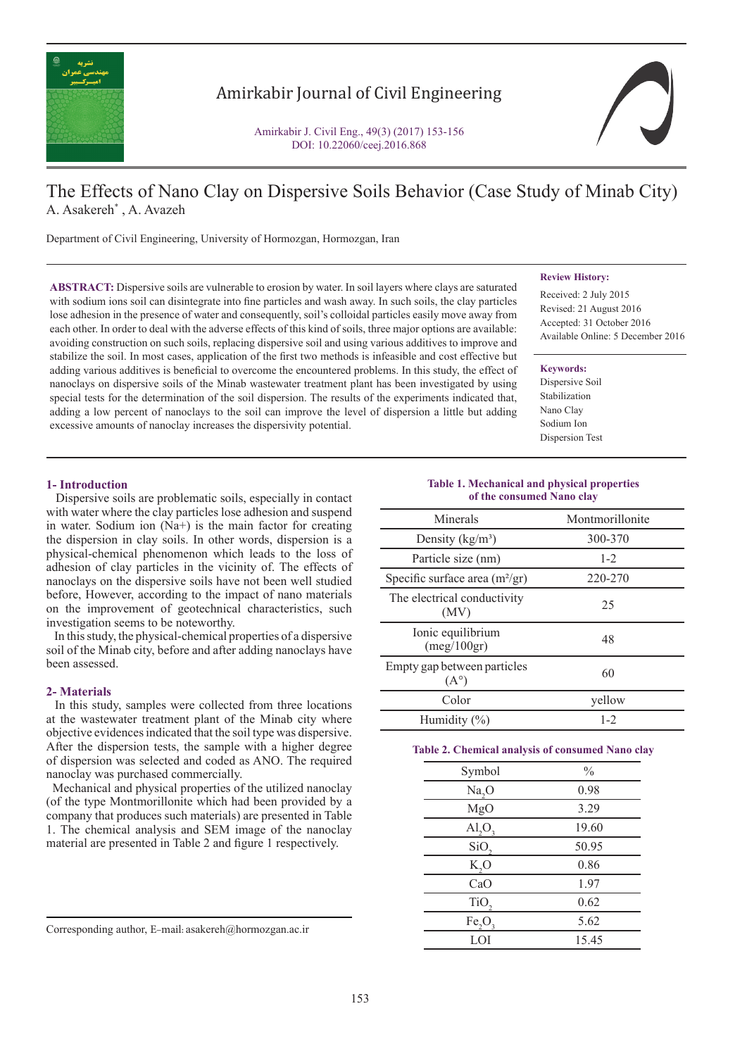# The Effects of Nano Clay on Dispersive Soils Behavior (Case Study of Minab City)

A. Asakereh[*] , A. Avazeh

Department of Civil Engineering, University of Hormozgan, Hormozgan, Iran

**ABSTRACT:** Dispersive soils are vulnerable to erosion by water. In soil layers where clays are saturated with sodium ions soil can disintegrate into fine particles and wash away. In such soils, the clay particles lose adhesion in the presence of water and consequently, soil's colloidal particles easily move away from each other. In order to deal with the adverse effects of this kind of soils, three major options are available: avoiding construction on such soils, replacing dispersive soil and using various additives to improve and stabilize the soil. In most cases, application of the first two methods is infeasible and cost effective but adding various additives is beneficial to overcome the encountered problems. In this study, the effect of nanoclays on dispersive soils of the Minab wastewater treatment plant has been investigated by using special tests for the determination of the soil dispersion. The results of the experiments indicated that, adding a low percent of nanoclays to the soil can improve the level of dispersion a little but adding excessive amounts of nanoclay increases the dispersivity potential.

**Review History:**

Received: 2 July 2015
Revised: 21 August 2016
Accepted: 31 October 2016
Available Online: 5 December 2016

**Keywords:**

Dispersive Soil
Stabilization
Nano Clay
Sodium Ion
Dispersion Test

## 1- Introduction

Dispersive soils are problematic soils, especially in contact with water where the clay particles lose adhesion and suspend in water. Sodium ion ($Na^+$) is the main factor for creating the dispersion in clay soils. In other words, dispersion is a physical-chemical phenomenon which leads to the loss of adhesion of clay particles in the vicinity of. The effects of nanoclays on the dispersive soils have not been well studied before, However, according to the impact of nano materials on the improvement of geotechnical characteristics, such investigation seems to be noteworthy.

In this study, the physical-chemical properties of a dispersive soil of the Minab city, before and after adding nanoclays have been assessed.

## 2- Materials

In this study, samples were collected from three locations at the wastewater treatment plant of the Minab city where objective evidences indicated that the soil type was dispersive. After the dispersion tests, the sample with a higher degree of dispersion was selected and coded as ANO. The required nanoclay was purchased commercially.

Mechanical and physical properties of the utilized nanoclay (of the type Montmorillonite which had been provided by a company that produces such materials) are presented in Table 1. The chemical analysis and SEM image of the nanoclay material are presented in Table 2 and figure 1 respectively.

**Table 1. Mechanical and physical properties of the consumed Nano clay**

| Minerals | Montmorillonite |
|---|---|
| Density (kg/m³) | 300-370 |
| Particle size (nm) | 1-2 |
| Specific surface area (m²/gr) | 220-270 |
| The electrical conductivity (MV) | 25 |
| Ionic equilibrium (meg/100gr) | 48 |
| Empty gap between particles (A°) | 60 |
| Color | yellow |
| Humidity (%) | 1-2 |

**Table 2. Chemical analysis of consumed Nano clay**

| Symbol | % |
|---|---|
| $Na_2O$ | 0.98 |
| MgO | 3.29 |
| $Al_2O_3$ | 19.60 |
| $SiO_2$ | 50.95 |
| $K_2O$ | 0.86 |
| CaO | 1.97 |
| $TiO_2$ | 0.62 |
| $Fe_2O_3$ | 5.62 |
| LOI | 15.45 |

Corresponding author, E-mail: asakereh@hormozgan.ac.ir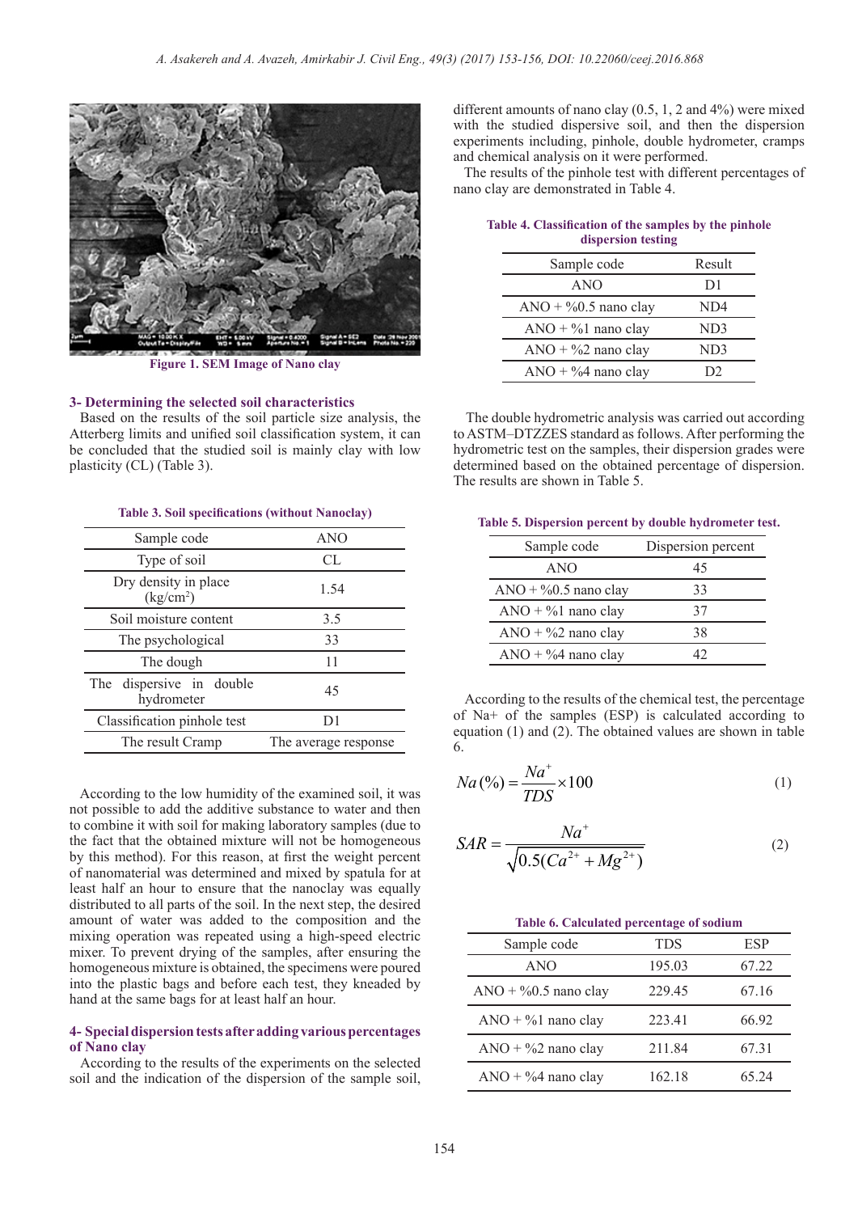Figure 1. SEM Image of Nano clay

### 3- Determining the selected soil characteristics

Based on the results of the soil particle size analysis, the Atterberg limits and unified soil classification system, it can be concluded that the studied soil is mainly clay with low plasticity (CL) (Table 3).

**Table 3. Soil specifications (without Nanoclay)**

| Sample code | ANO |
|---|---|
| Type of soil | CL |
| Dry density in place ($kg/cm^2$) | 1.54 |
| Soil moisture content | 3.5 |
| The psychological | 33 |
| The dough | 11 |
| The dispersive in double hydrometer | 45 |
| Classification pinhole test | D1 |
| The result Cramp | The average response |

According to the low humidity of the examined soil, it was not possible to add the additive substance to water and then to combine it with soil for making laboratory samples (due to the fact that the obtained mixture will not be homogeneous by this method). For this reason, at first the weight percent of nanomaterial was determined and mixed by spatula for at least half an hour to ensure that the nanoclay was equally distributed to all parts of the soil. In the next step, the desired amount of water was added to the composition and the mixing operation was repeated using a high-speed electric mixer. To prevent drying of the samples, after ensuring the homogeneous mixture is obtained, the specimens were poured into the plastic bags and before each test, they kneaded by hand at the same bags for at least half an hour.

### 4- Special dispersion tests after adding various percentages of Nano clay

According to the results of the experiments on the selected soil and the indication of the dispersion of the sample soil, different amounts of nano clay (0.5, 1, 2 and 4%) were mixed with the studied dispersive soil, and then the dispersion experiments including, pinhole, double hydrometer, cramps and chemical analysis on it were performed.

The results of the pinhole test with different percentages of nano clay are demonstrated in Table 4.

**Table 4. Classification of the samples by the pinhole dispersion testing**

| Sample code | Result |
|---|---|
| ANO | D1 |
| ANO + %0.5 nano clay | ND4 |
| ANO + %1 nano clay | ND3 |
| ANO + %2 nano clay | ND3 |
| ANO + %4 nano clay | D2 |

The double hydrometric analysis was carried out according to ASTM–DTZZES standard as follows. After performing the hydrometric test on the samples, their dispersion grades were determined based on the obtained percentage of dispersion. The results are shown in Table 5.

**Table 5. Dispersion percent by double hydrometer test.**

| Sample code | Dispersion percent |
|---|---|
| ANO | 45 |
| ANO + %0.5 nano clay | 33 |
| ANO + %1 nano clay | 37 |
| ANO + %2 nano clay | 38 |
| ANO + %4 nano clay | 42 |

According to the results of the chemical test, the percentage of Na+ of the samples (ESP) is calculated according to equation (1) and (2). The obtained values are shown in table 6.

$$Na(\%) = \frac{Na^{+}}{TDS} \times 100 \qquad (1)$$

$$SAR = \frac{Na^{+}}{\sqrt{0.5(Ca^{2+} + Mg^{2+})}} \qquad (2)$$

**Table 6. Calculated percentage of sodium**

| Sample code | TDS | ESP |
|---|---|---|
| ANO | 195.03 | 67.22 |
| ANO + %0.5 nano clay | 229.45 | 67.16 |
| ANO + %1 nano clay | 223.41 | 66.92 |
| ANO + %2 nano clay | 211.84 | 67.31 |
| ANO + %4 nano clay | 162.18 | 65.24 |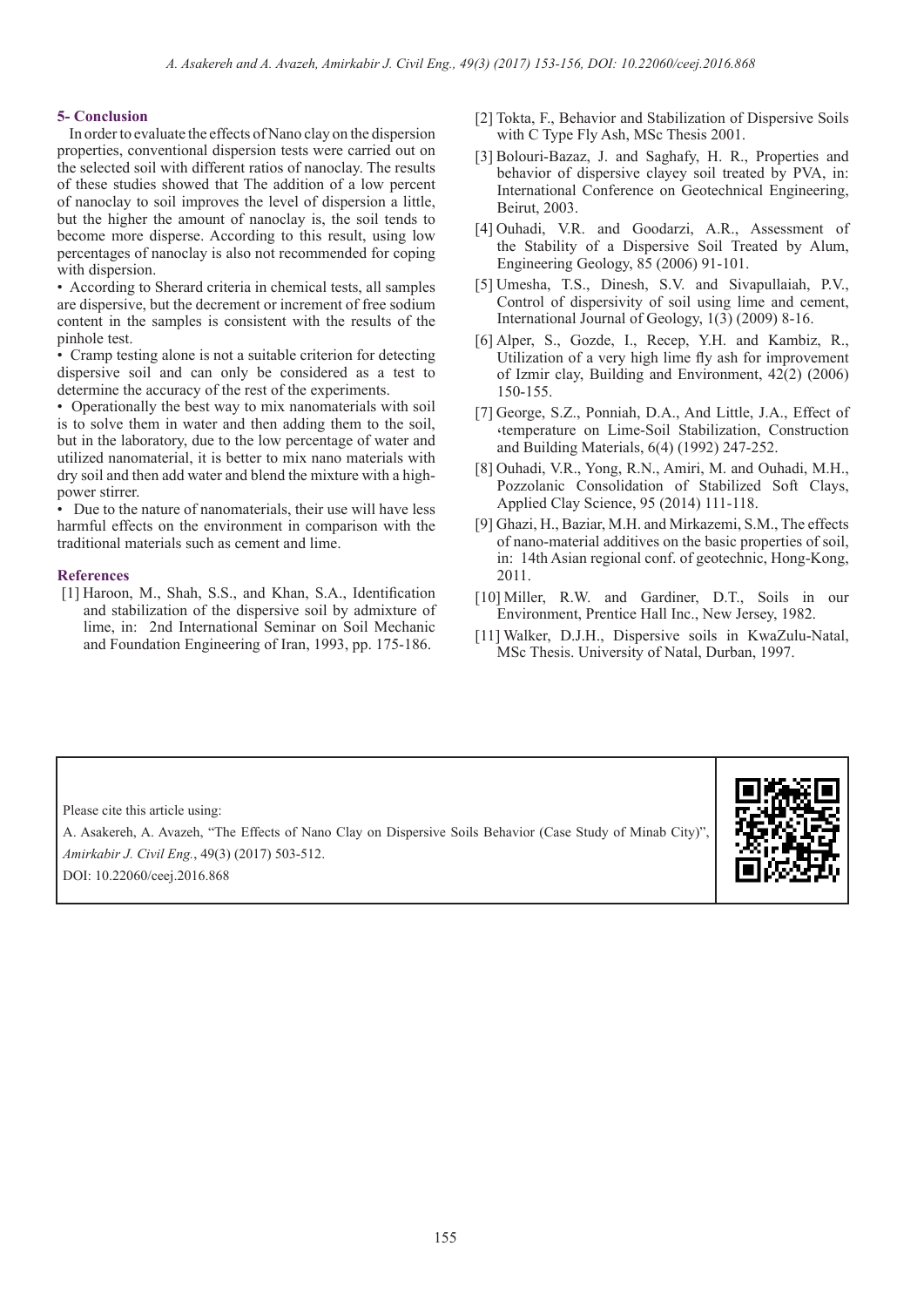## 5- Conclusion

In order to evaluate the effects of Nano clay on the dispersion properties, conventional dispersion tests were carried out on the selected soil with different ratios of nanoclay. The results of these studies showed that The addition of a low percent of nanoclay to soil improves the level of dispersion a little, but the higher the amount of nanoclay is, the soil tends to become more disperse. According to this result, using low percentages of nanoclay is also not recommended for coping with dispersion.

- According to Sherard criteria in chemical tests, all samples are dispersive, but the decrement or increment of free sodium content in the samples is consistent with the results of the pinhole test.
- Cramp testing alone is not a suitable criterion for detecting dispersive soil and can only be considered as a test to determine the accuracy of the rest of the experiments.
- Operationally the best way to mix nanomaterials with soil is to solve them in water and then adding them to the soil, but in the laboratory, due to the low percentage of water and utilized nanomaterial, it is better to mix nano materials with dry soil and then add water and blend the mixture with a high-power stirrer.
- Due to the nature of nanomaterials, their use will have less harmful effects on the environment in comparison with the traditional materials such as cement and lime.

## References

[1] Haroon, M., Shah, S.S., and Khan, S.A., Identification and stabilization of the dispersive soil by admixture of lime, in: 2nd International Seminar on Soil Mechanic and Foundation Engineering of Iran, 1993, pp. 175-186.

[2] Tokta, F., Behavior and Stabilization of Dispersive Soils with C Type Fly Ash, MSc Thesis 2001.

[3] Bolouri-Bazaz, J. and Saghafy, H. R., Properties and behavior of dispersive clayey soil treated by PVA, in: International Conference on Geotechnical Engineering, Beirut, 2003.

[4] Ouhadi, V.R. and Goodarzi, A.R., Assessment of the Stability of a Dispersive Soil Treated by Alum, Engineering Geology, 85 (2006) 91-101.

[5] Umesha, T.S., Dinesh, S.V. and Sivapullaiah, P.V., Control of dispersivity of soil using lime and cement, International Journal of Geology, 1(3) (2009) 8-16.

[6] Alper, S., Gozde, I., Recep, Y.H. and Kambiz, R., Utilization of a very high lime fly ash for improvement of Izmir clay, Building and Environment, 42(2) (2006) 150-155.

[7] George, S.Z., Ponniah, D.A., And Little, J.A., Effect of ‹temperature on Lime-Soil Stabilization, Construction and Building Materials, 6(4) (1992) 247-252.

[8] Ouhadi, V.R., Yong, R.N., Amiri, M. and Ouhadi, M.H., Pozzolanic Consolidation of Stabilized Soft Clays, Applied Clay Science, 95 (2014) 111-118.

[9] Ghazi, H., Baziar, M.H. and Mirkazemi, S.M., The effects of nano-material additives on the basic properties of soil, in: 14th Asian regional conf. of geotechnic, Hong-Kong, 2011.

[10] Miller, R.W. and Gardiner, D.T., Soils in our Environment, Prentice Hall Inc., New Jersey, 1982.

[11] Walker, D.J.H., Dispersive soils in KwaZulu-Natal, MSc Thesis. University of Natal, Durban, 1997.

Please cite this article using:

A. Asakereh, A. Avazeh, "The Effects of Nano Clay on Dispersive Soils Behavior (Case Study of Minab City)", *Amirkabir J. Civil Eng.*, 49(3) (2017) 503-512.

DOI: 10.22060/ceej.2016.868